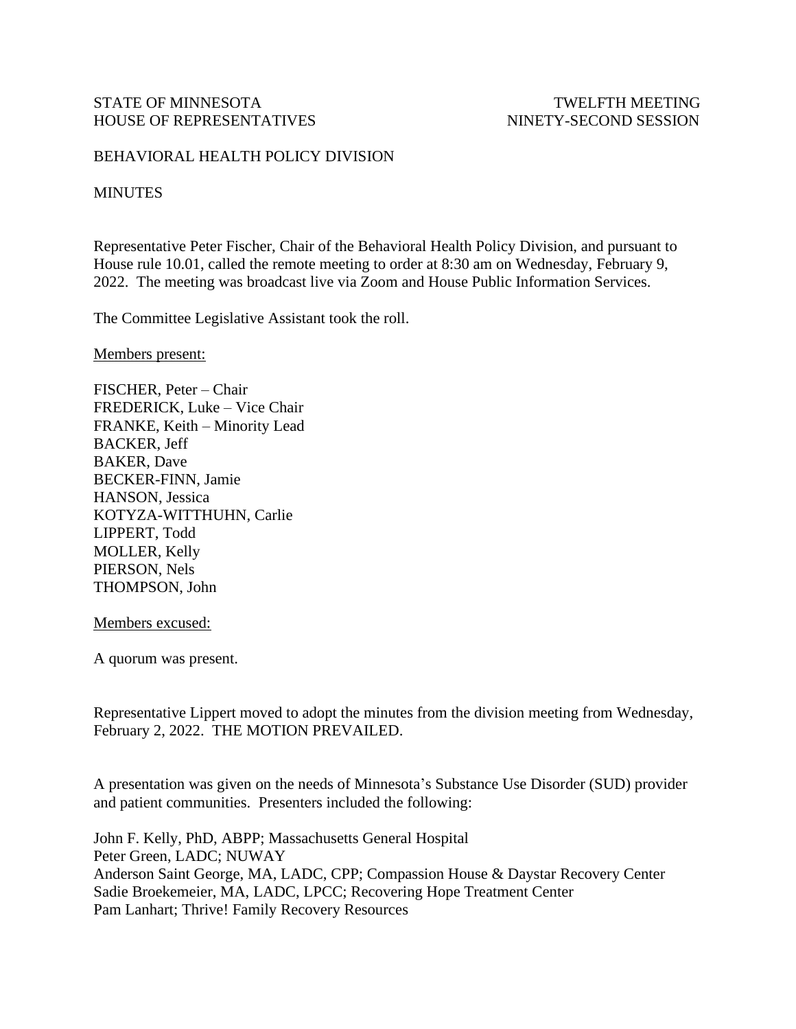STATE OF MINNESOTA TWELFTH MEETING
HOUSE OF REPRESENTATIVES NINETY-SECOND SESSION

BEHAVIORAL HEALTH POLICY DIVISION

MINUTES

Representative Peter Fischer, Chair of the Behavioral Health Policy Division, and pursuant to House rule 10.01, called the remote meeting to order at 8:30 am on Wednesday, February 9, 2022. The meeting was broadcast live via Zoom and House Public Information Services.

The Committee Legislative Assistant took the roll.

Members present:

FISCHER, Peter – Chair
FREDERICK, Luke – Vice Chair
FRANKE, Keith – Minority Lead
BACKER, Jeff
BAKER, Dave
BECKER-FINN, Jamie
HANSON, Jessica
KOTYZA-WITTHUHN, Carlie
LIPPERT, Todd
MOLLER, Kelly
PIERSON, Nels
THOMPSON, John

Members excused:

A quorum was present.

Representative Lippert moved to adopt the minutes from the division meeting from Wednesday, February 2, 2022. THE MOTION PREVAILED.

A presentation was given on the needs of Minnesota's Substance Use Disorder (SUD) provider and patient communities. Presenters included the following:

John F. Kelly, PhD, ABPP; Massachusetts General Hospital
Peter Green, LADC; NUWAY
Anderson Saint George, MA, LADC, CPP; Compassion House & Daystar Recovery Center
Sadie Broekemeier, MA, LADC, LPCC; Recovering Hope Treatment Center
Pam Lanhart; Thrive! Family Recovery Resources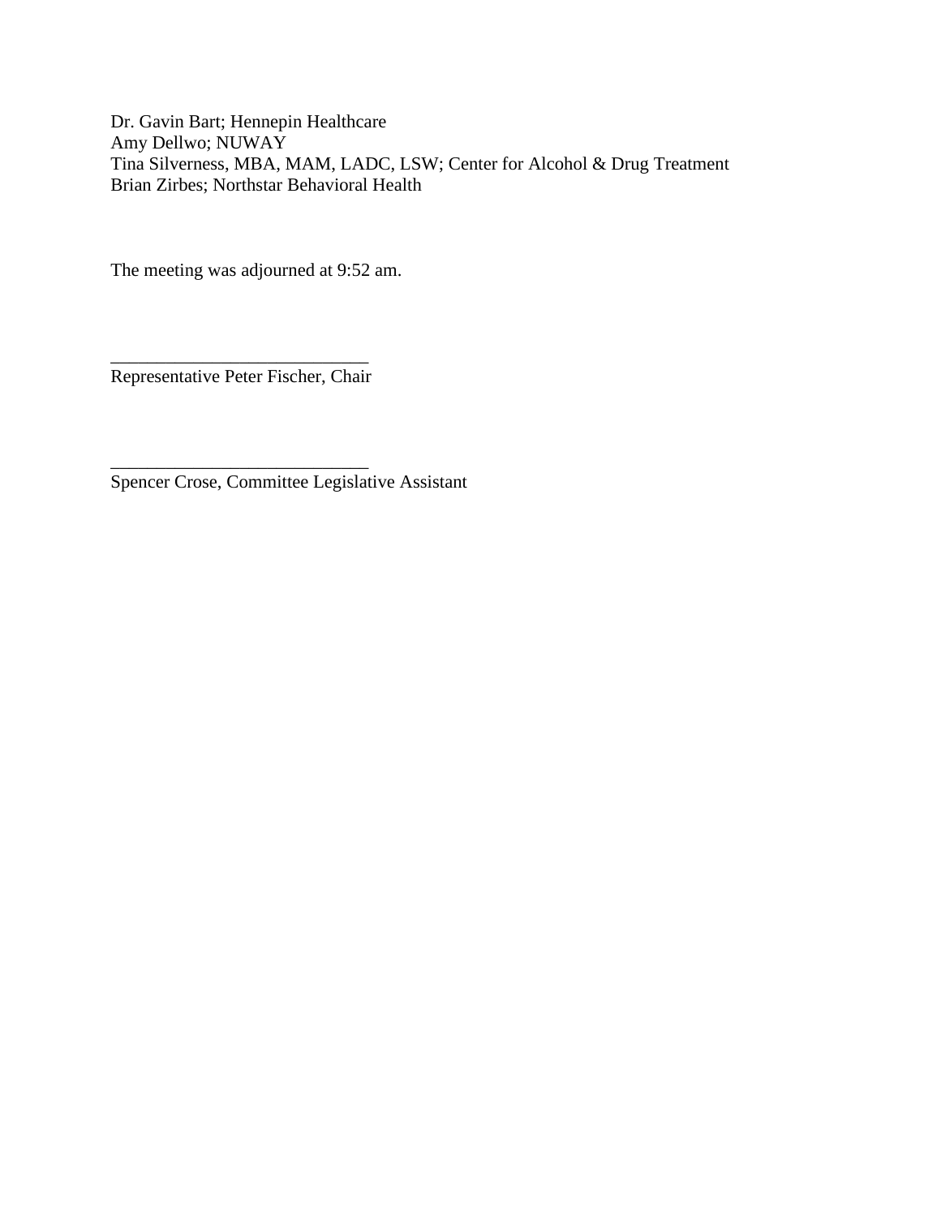Dr. Gavin Bart; Hennepin Healthcare
Amy Dellwo; NUWAY
Tina Silverness, MBA, MAM, LADC, LSW; Center for Alcohol & Drug Treatment
Brian Zirbes; Northstar Behavioral Health

The meeting was adjourned at 9:52 am.

____________________________
Representative Peter Fischer, Chair

____________________________
Spencer Crose, Committee Legislative Assistant